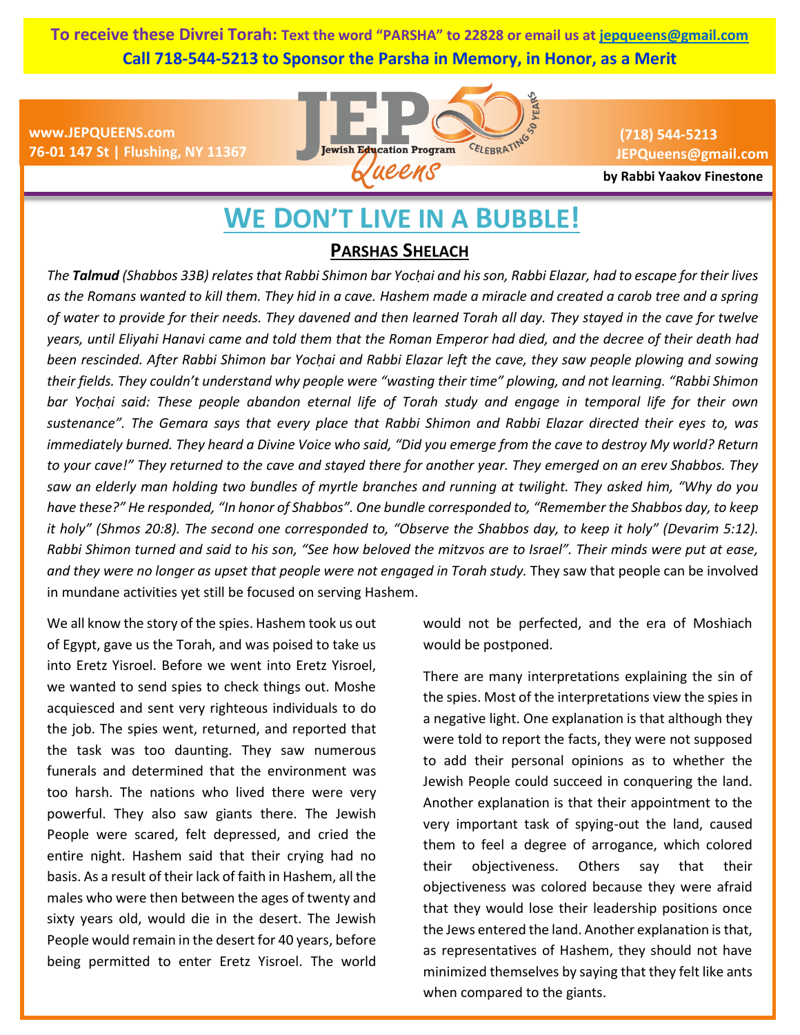**To receive these Divrei Torah:** **Text the word "PARSHA" to 22828 or email us at jepqueens@gmail.com**
**Call 718-544-5213 to Sponsor the Parsha in Memory, in Honor, as a Merit**

www.JEPQUEENS.com
76-01 147 St | Flushing, NY 11367

(718) 544-5213
JEPQueens@gmail.com

**by Rabbi Yaakov Finestone**

# WE DON'T LIVE IN A BUBBLE!

## PARSHAS SHELACH

*The **Talmud** (Shabbos 33B) relates that Rabbi Shimon bar Yocḥai and his son, Rabbi Elazar, had to escape for their lives as the Romans wanted to kill them. They hid in a cave. Hashem made a miracle and created a carob tree and a spring of water to provide for their needs. They davened and then learned Torah all day. They stayed in the cave for twelve years, until Eliyahi Hanavi came and told them that the Roman Emperor had died, and the decree of their death had been rescinded. After Rabbi Shimon bar Yocḥai and Rabbi Elazar left the cave, they saw people plowing and sowing their fields. They couldn't understand why people were "wasting their time" plowing, and not learning. "Rabbi Shimon bar Yocḥai said: These people abandon eternal life of Torah study and engage in temporal life for their own sustenance". The Gemara says that every place that Rabbi Shimon and Rabbi Elazar directed their eyes to, was immediately burned. They heard a Divine Voice who said, "Did you emerge from the cave to destroy My world? Return to your cave!" They returned to the cave and stayed there for another year. They emerged on an erev Shabbos. They saw an elderly man holding two bundles of myrtle branches and running at twilight. They asked him, "Why do you have these?" He responded, "In honor of Shabbos". One bundle corresponded to, "Remember the Shabbos day, to keep it holy" (Shmos 20:8). The second one corresponded to, "Observe the Shabbos day, to keep it holy" (Devarim 5:12). Rabbi Shimon turned and said to his son, "See how beloved the mitzvos are to Israel". Their minds were put at ease, and they were no longer as upset that people were not engaged in Torah study.* They saw that people can be involved in mundane activities yet still be focused on serving Hashem.

We all know the story of the spies. Hashem took us out of Egypt, gave us the Torah, and was poised to take us into Eretz Yisroel. Before we went into Eretz Yisroel, we wanted to send spies to check things out. Moshe acquiesced and sent very righteous individuals to do the job. The spies went, returned, and reported that the task was too daunting. They saw numerous funerals and determined that the environment was too harsh. The nations who lived there were very powerful. They also saw giants there. The Jewish People were scared, felt depressed, and cried the entire night. Hashem said that their crying had no basis. As a result of their lack of faith in Hashem, all the males who were then between the ages of twenty and sixty years old, would die in the desert. The Jewish People would remain in the desert for 40 years, before being permitted to enter Eretz Yisroel. The world would not be perfected, and the era of Moshiach would be postponed.

There are many interpretations explaining the sin of the spies. Most of the interpretations view the spies in a negative light. One explanation is that although they were told to report the facts, they were not supposed to add their personal opinions as to whether the Jewish People could succeed in conquering the land. Another explanation is that their appointment to the very important task of spying-out the land, caused them to feel a degree of arrogance, which colored their objectiveness. Others say that their objectiveness was colored because they were afraid that they would lose their leadership positions once the Jews entered the land. Another explanation is that, as representatives of Hashem, they should not have minimized themselves by saying that they felt like ants when compared to the giants.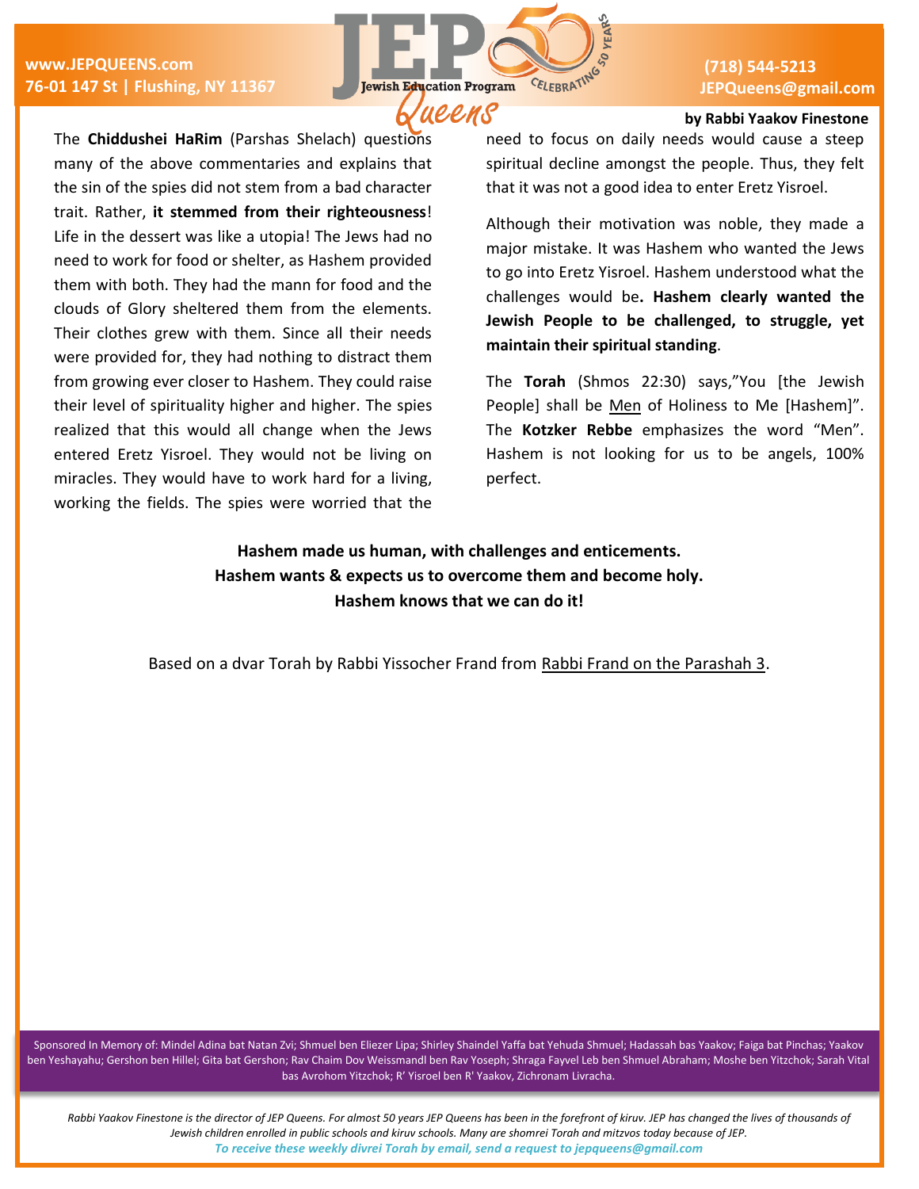by Rabbi Yaakov Finestone

The **Chiddushei HaRim** (Parshas Shelach) questions many of the above commentaries and explains that the sin of the spies did not stem from a bad character trait. Rather, **it stemmed from their righteousness**! Life in the dessert was like a utopia! The Jews had no need to work for food or shelter, as Hashem provided them with both. They had the mann for food and the clouds of Glory sheltered them from the elements. Their clothes grew with them. Since all their needs were provided for, they had nothing to distract them from growing ever closer to Hashem. They could raise their level of spirituality higher and higher. The spies realized that this would all change when the Jews entered Eretz Yisroel. They would not be living on miracles. They would have to work hard for a living, working the fields. The spies were worried that the need to focus on daily needs would cause a steep spiritual decline amongst the people. Thus, they felt that it was not a good idea to enter Eretz Yisroel.

Although their motivation was noble, they made a major mistake. It was Hashem who wanted the Jews to go into Eretz Yisroel. Hashem understood what the challenges would be**. Hashem clearly wanted the Jewish People to be challenged, to struggle, yet maintain their spiritual standing**.

The **Torah** (Shmos 22:30) says,"You [the Jewish People] shall be Men of Holiness to Me [Hashem]". The **Kotzker Rebbe** emphasizes the word "Men". Hashem is not looking for us to be angels, 100% perfect.

**Hashem made us human, with challenges and enticements.**
**Hashem wants & expects us to overcome them and become holy.**
**Hashem knows that we can do it!**

Based on a dvar Torah by Rabbi Yissocher Frand from Rabbi Frand on the Parashah 3.

Sponsored In Memory of: Mindel Adina bat Natan Zvi; Shmuel ben Eliezer Lipa; Shirley Shaindel Yaffa bat Yehuda Shmuel; Hadassah bas Yaakov; Faiga bat Pinchas; Yaakov ben Yeshayahu; Gershon ben Hillel; Gita bat Gershon; Rav Chaim Dov Weissmandl ben Rav Yoseph; Shraga Fayvel Leb ben Shmuel Abraham; Moshe ben Yitzchok; Sarah Vital bas Avrohom Yitzchok; R' Yisroel ben R' Yaakov, Zichronam Livracha.

*Rabbi Yaakov Finestone is the director of JEP Queens. For almost 50 years JEP Queens has been in the forefront of kiruv. JEP has changed the lives of thousands of Jewish children enrolled in public schools and kiruv schools. Many are shomrei Torah and mitzvos today because of JEP.*
*To receive these weekly divrei Torah by email, send a request to jepqueens@gmail.com*